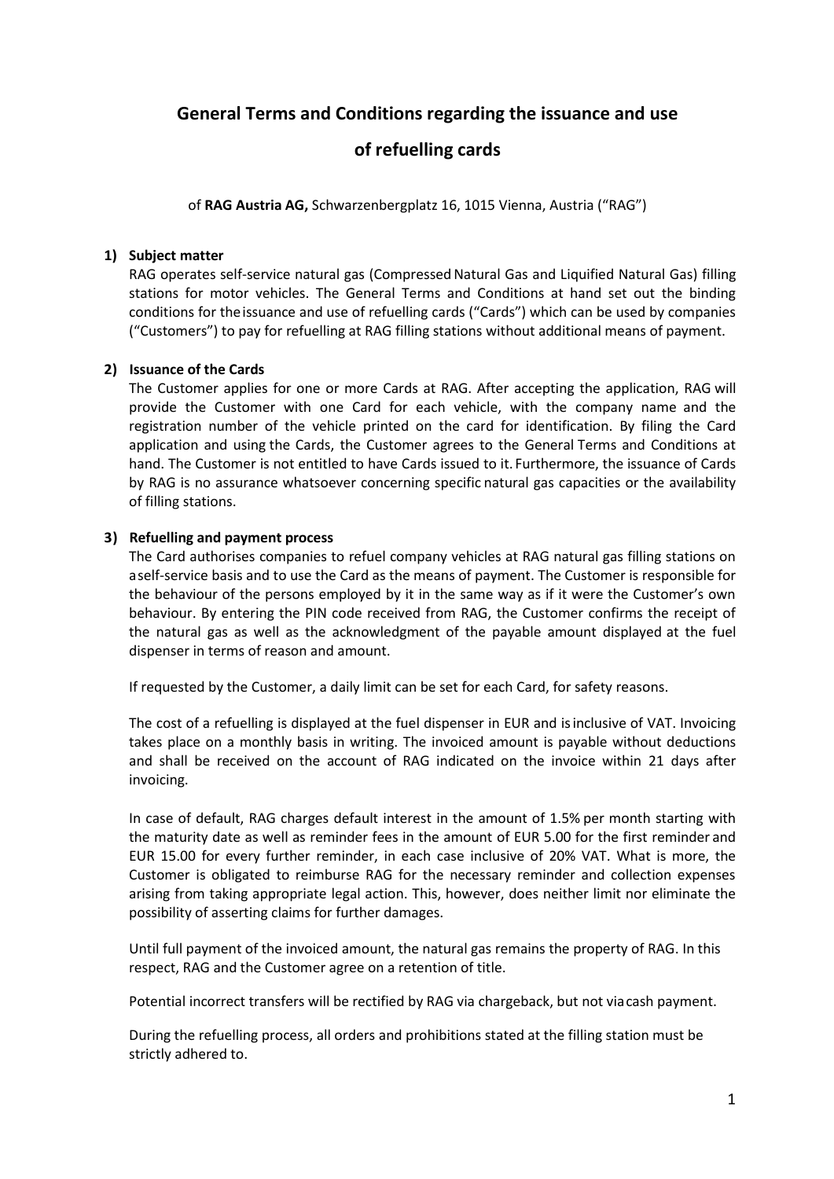# General Terms and Conditions regarding the issuance and use of refuelling cards

of **RAG Austria AG,** Schwarzenbergplatz 16, 1015 Vienna, Austria ("RAG")

## 1) Subject matter

RAG operates self-service natural gas (Compressed Natural Gas and Liquified Natural Gas) filling stations for motor vehicles. The General Terms and Conditions at hand set out the binding conditions for the issuance and use of refuelling cards ("Cards") which can be used by companies ("Customers") to pay for refuelling at RAG filling stations without additional means of payment.

## 2) Issuance of the Cards

The Customer applies for one or more Cards at RAG. After accepting the application, RAG will provide the Customer with one Card for each vehicle, with the company name and the registration number of the vehicle printed on the card for identification. By filing the Card application and using the Cards, the Customer agrees to the General Terms and Conditions at hand. The Customer is not entitled to have Cards issued to it. Furthermore, the issuance of Cards by RAG is no assurance whatsoever concerning specific natural gas capacities or the availability of filling stations.

## 3) Refuelling and payment process

The Card authorises companies to refuel company vehicles at RAG natural gas filling stations on a self-service basis and to use the Card as the means of payment. The Customer is responsible for the behaviour of the persons employed by it in the same way as if it were the Customer's own behaviour. By entering the PIN code received from RAG, the Customer confirms the receipt of the natural gas as well as the acknowledgment of the payable amount displayed at the fuel dispenser in terms of reason and amount.

If requested by the Customer, a daily limit can be set for each Card, for safety reasons.

The cost of a refuelling is displayed at the fuel dispenser in EUR and is inclusive of VAT. Invoicing takes place on a monthly basis in writing. The invoiced amount is payable without deductions and shall be received on the account of RAG indicated on the invoice within 21 days after invoicing.

In case of default, RAG charges default interest in the amount of 1.5% per month starting with the maturity date as well as reminder fees in the amount of EUR 5.00 for the first reminder and EUR 15.00 for every further reminder, in each case inclusive of 20% VAT. What is more, the Customer is obligated to reimburse RAG for the necessary reminder and collection expenses arising from taking appropriate legal action. This, however, does neither limit nor eliminate the possibility of asserting claims for further damages.

Until full payment of the invoiced amount, the natural gas remains the property of RAG. In this respect, RAG and the Customer agree on a retention of title.

Potential incorrect transfers will be rectified by RAG via chargeback, but not via cash payment.

During the refuelling process, all orders and prohibitions stated at the filling station must be strictly adhered to.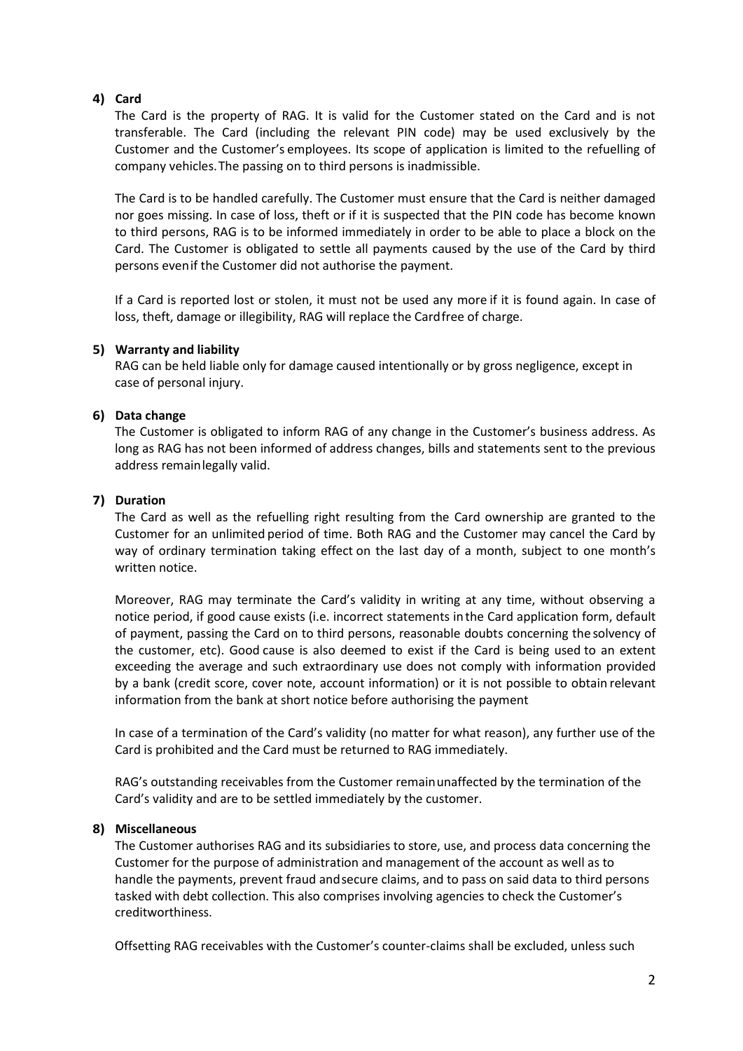## 4) Card

The Card is the property of RAG. It is valid for the Customer stated on the Card and is not transferable. The Card (including the relevant PIN code) may be used exclusively by the Customer and the Customer's employees. Its scope of application is limited to the refuelling of company vehicles. The passing on to third persons is inadmissible.

The Card is to be handled carefully. The Customer must ensure that the Card is neither damaged nor goes missing. In case of loss, theft or if it is suspected that the PIN code has become known to third persons, RAG is to be informed immediately in order to be able to place a block on the Card. The Customer is obligated to settle all payments caused by the use of the Card by third persons even if the Customer did not authorise the payment.

If a Card is reported lost or stolen, it must not be used any more if it is found again. In case of loss, theft, damage or illegibility, RAG will replace the Card free of charge.

## 5) Warranty and liability

RAG can be held liable only for damage caused intentionally or by gross negligence, except in case of personal injury.

## 6) Data change

The Customer is obligated to inform RAG of any change in the Customer's business address. As long as RAG has not been informed of address changes, bills and statements sent to the previous address remain legally valid.

## 7) Duration

The Card as well as the refuelling right resulting from the Card ownership are granted to the Customer for an unlimited period of time. Both RAG and the Customer may cancel the Card by way of ordinary termination taking effect on the last day of a month, subject to one month's written notice.

Moreover, RAG may terminate the Card's validity in writing at any time, without observing a notice period, if good cause exists (i.e. incorrect statements in the Card application form, default of payment, passing the Card on to third persons, reasonable doubts concerning the solvency of the customer, etc). Good cause is also deemed to exist if the Card is being used to an extent exceeding the average and such extraordinary use does not comply with information provided by a bank (credit score, cover note, account information) or it is not possible to obtain relevant information from the bank at short notice before authorising the payment

In case of a termination of the Card's validity (no matter for what reason), any further use of the Card is prohibited and the Card must be returned to RAG immediately.

RAG's outstanding receivables from the Customer remain unaffected by the termination of the Card's validity and are to be settled immediately by the customer.

## 8) Miscellaneous

The Customer authorises RAG and its subsidiaries to store, use, and process data concerning the Customer for the purpose of administration and management of the account as well as to handle the payments, prevent fraud and secure claims, and to pass on said data to third persons tasked with debt collection. This also comprises involving agencies to check the Customer's creditworthiness.

Offsetting RAG receivables with the Customer's counter-claims shall be excluded, unless such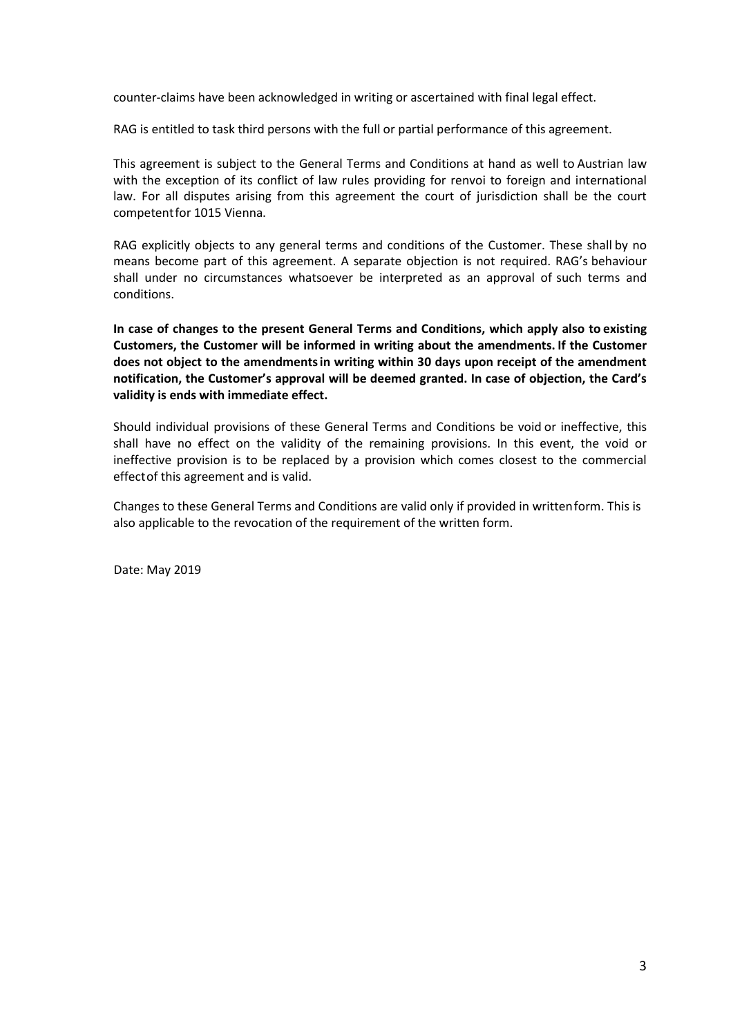counter-claims have been acknowledged in writing or ascertained with final legal effect.

RAG is entitled to task third persons with the full or partial performance of this agreement.

This agreement is subject to the General Terms and Conditions at hand as well to Austrian law with the exception of its conflict of law rules providing for renvoi to foreign and international law. For all disputes arising from this agreement the court of jurisdiction shall be the court competent for 1015 Vienna.

RAG explicitly objects to any general terms and conditions of the Customer. These shall by no means become part of this agreement. A separate objection is not required. RAG's behaviour shall under no circumstances whatsoever be interpreted as an approval of such terms and conditions.

**In case of changes to the present General Terms and Conditions, which apply also to existing Customers, the Customer will be informed in writing about the amendments. If the Customer does not object to the amendments in writing within 30 days upon receipt of the amendment notification, the Customer's approval will be deemed granted. In case of objection, the Card's validity is ends with immediate effect.**

Should individual provisions of these General Terms and Conditions be void or ineffective, this shall have no effect on the validity of the remaining provisions. In this event, the void or ineffective provision is to be replaced by a provision which comes closest to the commercial effect of this agreement and is valid.

Changes to these General Terms and Conditions are valid only if provided in written form. This is also applicable to the revocation of the requirement of the written form.

Date: May 2019